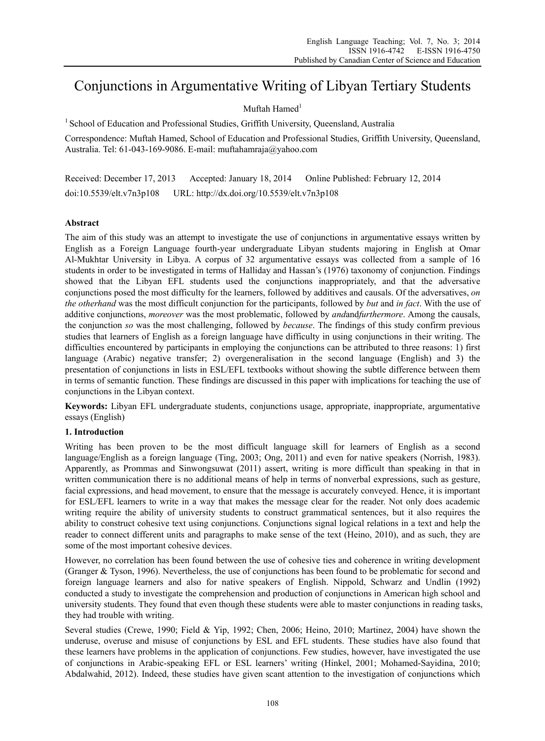# Conjunctions in Argumentative Writing of Libyan Tertiary Students

Muftah Hamed[1]

[1] School of Education and Professional Studies, Griffith University, Queensland, Australia

Correspondence: Muftah Hamed, School of Education and Professional Studies, Griffith University, Queensland, Australia. Tel: 61-043-169-9086. E-mail: muftahamraja@yahoo.com

Received: December 17, 2013 Accepted: January 18, 2014 Online Published: February 12, 2014

doi:10.5539/elt.v7n3p108 URL: http://dx.doi.org/10.5539/elt.v7n3p108

## Abstract

The aim of this study was an attempt to investigate the use of conjunctions in argumentative essays written by English as a Foreign Language fourth-year undergraduate Libyan students majoring in English at Omar Al-Mukhtar University in Libya. A corpus of 32 argumentative essays was collected from a sample of 16 students in order to be investigated in terms of Halliday and Hassan's (1976) taxonomy of conjunction. Findings showed that the Libyan EFL students used the conjunctions inappropriately, and that the adversative conjunctions posed the most difficulty for the learners, followed by additives and causals. Of the adversatives, *on the otherhand* was the most difficult conjunction for the participants, followed by *but* and *in fact*. With the use of additive conjunctions, *moreover* was the most problematic, followed by *and*and*furthermore*. Among the causals, the conjunction *so* was the most challenging, followed by *because*. The findings of this study confirm previous studies that learners of English as a foreign language have difficulty in using conjunctions in their writing. The difficulties encountered by participants in employing the conjunctions can be attributed to three reasons: 1) first language (Arabic) negative transfer; 2) overgeneralisation in the second language (English) and 3) the presentation of conjunctions in lists in ESL/EFL textbooks without showing the subtle difference between them in terms of semantic function. These findings are discussed in this paper with implications for teaching the use of conjunctions in the Libyan context.

**Keywords:** Libyan EFL undergraduate students, conjunctions usage, appropriate, inappropriate, argumentative essays (English)

## 1. Introduction

Writing has been proven to be the most difficult language skill for learners of English as a second language/English as a foreign language (Ting, 2003; Ong, 2011) and even for native speakers (Norrish, 1983). Apparently, as Prommas and Sinwongsuwat (2011) assert, writing is more difficult than speaking in that in written communication there is no additional means of help in terms of nonverbal expressions, such as gesture, facial expressions, and head movement, to ensure that the message is accurately conveyed. Hence, it is important for ESL/EFL learners to write in a way that makes the message clear for the reader. Not only does academic writing require the ability of university students to construct grammatical sentences, but it also requires the ability to construct cohesive text using conjunctions. Conjunctions signal logical relations in a text and help the reader to connect different units and paragraphs to make sense of the text (Heino, 2010), and as such, they are some of the most important cohesive devices.

However, no correlation has been found between the use of cohesive ties and coherence in writing development (Granger & Tyson, 1996). Nevertheless, the use of conjunctions has been found to be problematic for second and foreign language learners and also for native speakers of English. Nippold, Schwarz and Undlin (1992) conducted a study to investigate the comprehension and production of conjunctions in American high school and university students. They found that even though these students were able to master conjunctions in reading tasks, they had trouble with writing.

Several studies (Crewe, 1990; Field & Yip, 1992; Chen, 2006; Heino, 2010; Martinez, 2004) have shown the underuse, overuse and misuse of conjunctions by ESL and EFL students. These studies have also found that these learners have problems in the application of conjunctions. Few studies, however, have investigated the use of conjunctions in Arabic-speaking EFL or ESL learners' writing (Hinkel, 2001; Mohamed-Sayidina, 2010; Abdalwahid, 2012). Indeed, these studies have given scant attention to the investigation of conjunctions which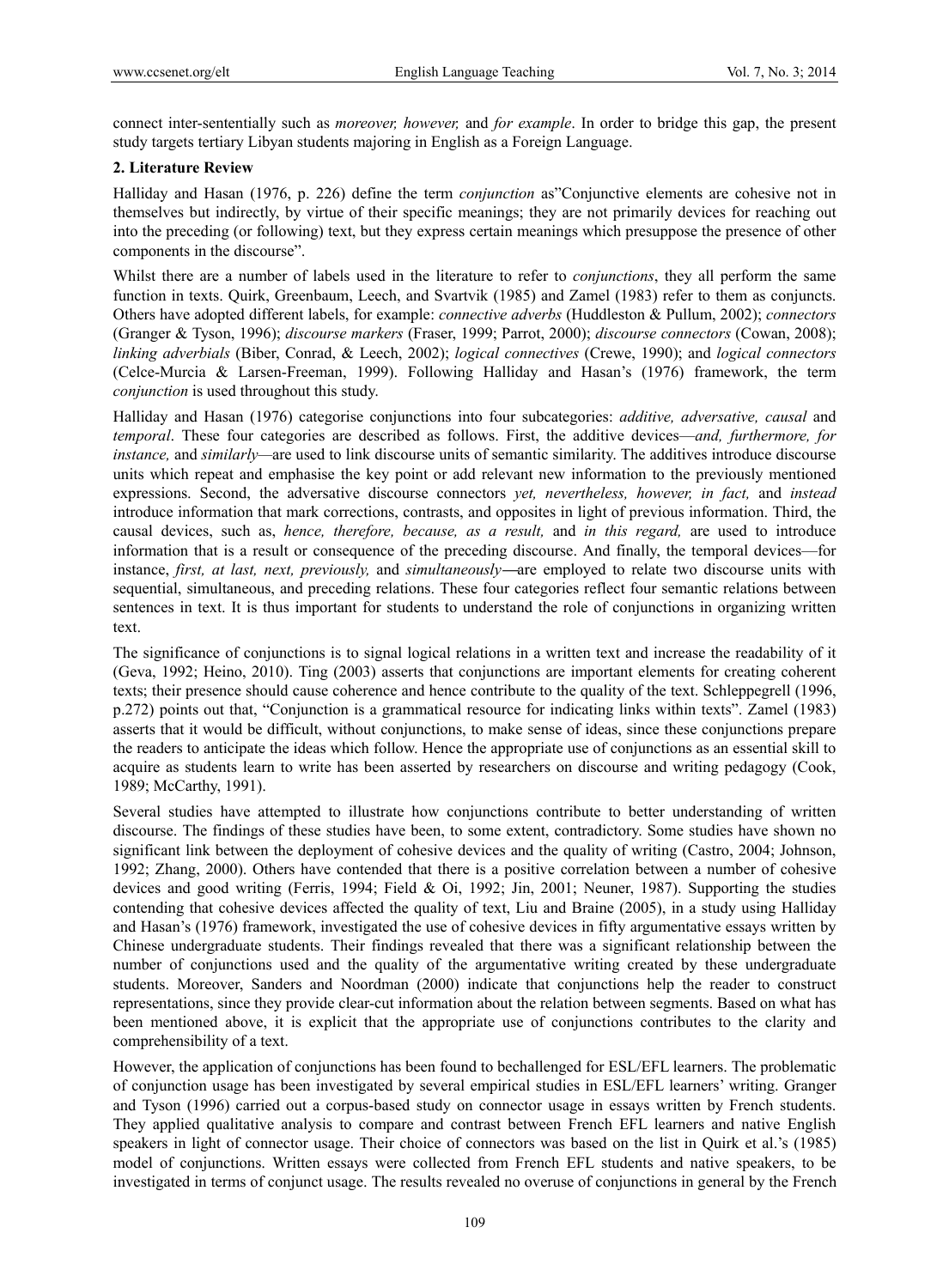connect inter-sententially such as *moreover, however,* and *for example*. In order to bridge this gap, the present study targets tertiary Libyan students majoring in English as a Foreign Language.

## 2. Literature Review

Halliday and Hasan (1976, p. 226) define the term *conjunction* as"Conjunctive elements are cohesive not in themselves but indirectly, by virtue of their specific meanings; they are not primarily devices for reaching out into the preceding (or following) text, but they express certain meanings which presuppose the presence of other components in the discourse".

Whilst there are a number of labels used in the literature to refer to *conjunctions*, they all perform the same function in texts. Quirk, Greenbaum, Leech, and Svartvik (1985) and Zamel (1983) refer to them as conjuncts. Others have adopted different labels, for example: *connective adverbs* (Huddleston & Pullum, 2002); *connectors* (Granger & Tyson, 1996); *discourse markers* (Fraser, 1999; Parrot, 2000); *discourse connectors* (Cowan, 2008); *linking adverbials* (Biber, Conrad, & Leech, 2002); *logical connectives* (Crewe, 1990); and *logical connectors* (Celce-Murcia & Larsen-Freeman, 1999). Following Halliday and Hasan's (1976) framework, the term *conjunction* is used throughout this study.

Halliday and Hasan (1976) categorise conjunctions into four subcategories: *additive, adversative, causal* and *temporal*. These four categories are described as follows. First, the additive devices—*and, furthermore, for instance,* and *similarly*—are used to link discourse units of semantic similarity. The additives introduce discourse units which repeat and emphasise the key point or add relevant new information to the previously mentioned expressions. Second, the adversative discourse connectors *yet, nevertheless, however, in fact,* and *instead* introduce information that mark corrections, contrasts, and opposites in light of previous information. Third, the causal devices, such as, *hence, therefore, because, as a result,* and *in this regard,* are used to introduce information that is a result or consequence of the preceding discourse. And finally, the temporal devices—for instance, *first, at last, next, previously,* and *simultaneously*—are employed to relate two discourse units with sequential, simultaneous, and preceding relations. These four categories reflect four semantic relations between sentences in text. It is thus important for students to understand the role of conjunctions in organizing written text.

The significance of conjunctions is to signal logical relations in a written text and increase the readability of it (Geva, 1992; Heino, 2010). Ting (2003) asserts that conjunctions are important elements for creating coherent texts; their presence should cause coherence and hence contribute to the quality of the text. Schleppegrell (1996, p.272) points out that, "Conjunction is a grammatical resource for indicating links within texts". Zamel (1983) asserts that it would be difficult, without conjunctions, to make sense of ideas, since these conjunctions prepare the readers to anticipate the ideas which follow. Hence the appropriate use of conjunctions as an essential skill to acquire as students learn to write has been asserted by researchers on discourse and writing pedagogy (Cook, 1989; McCarthy, 1991).

Several studies have attempted to illustrate how conjunctions contribute to better understanding of written discourse. The findings of these studies have been, to some extent, contradictory. Some studies have shown no significant link between the deployment of cohesive devices and the quality of writing (Castro, 2004; Johnson, 1992; Zhang, 2000). Others have contended that there is a positive correlation between a number of cohesive devices and good writing (Ferris, 1994; Field & Oi, 1992; Jin, 2001; Neuner, 1987). Supporting the studies contending that cohesive devices affected the quality of text, Liu and Braine (2005), in a study using Halliday and Hasan's (1976) framework, investigated the use of cohesive devices in fifty argumentative essays written by Chinese undergraduate students. Their findings revealed that there was a significant relationship between the number of conjunctions used and the quality of the argumentative writing created by these undergraduate students. Moreover, Sanders and Noordman (2000) indicate that conjunctions help the reader to construct representations, since they provide clear-cut information about the relation between segments. Based on what has been mentioned above, it is explicit that the appropriate use of conjunctions contributes to the clarity and comprehensibility of a text.

However, the application of conjunctions has been found to bechallenged for ESL/EFL learners. The problematic of conjunction usage has been investigated by several empirical studies in ESL/EFL learners' writing. Granger and Tyson (1996) carried out a corpus-based study on connector usage in essays written by French students. They applied qualitative analysis to compare and contrast between French EFL learners and native English speakers in light of connector usage. Their choice of connectors was based on the list in Quirk et al.'s (1985) model of conjunctions. Written essays were collected from French EFL students and native speakers, to be investigated in terms of conjunct usage. The results revealed no overuse of conjunctions in general by the French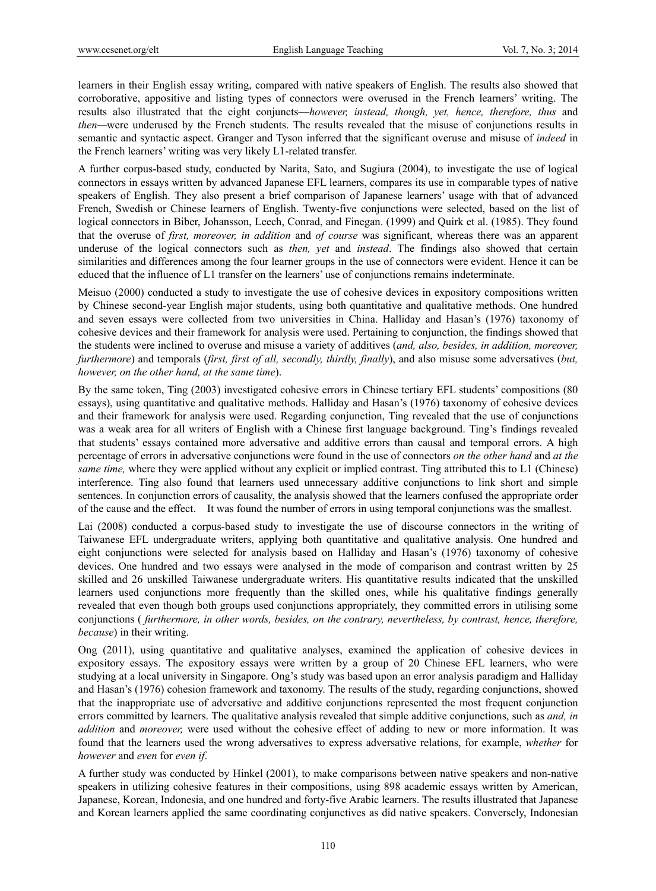learners in their English essay writing, compared with native speakers of English. The results also showed that corroborative, appositive and listing types of connectors were overused in the French learners' writing. The results also illustrated that the eight conjuncts—*however, instead, though, yet, hence, therefore, thus* and *then*—were underused by the French students. The results revealed that the misuse of conjunctions results in semantic and syntactic aspect. Granger and Tyson inferred that the significant overuse and misuse of *indeed* in the French learners' writing was very likely L1-related transfer.

A further corpus-based study, conducted by Narita, Sato, and Sugiura (2004), to investigate the use of logical connectors in essays written by advanced Japanese EFL learners, compares its use in comparable types of native speakers of English. They also present a brief comparison of Japanese learners' usage with that of advanced French, Swedish or Chinese learners of English. Twenty-five conjunctions were selected, based on the list of logical connectors in Biber, Johansson, Leech, Conrad, and Finegan. (1999) and Quirk et al. (1985). They found that the overuse of *first, moreover, in addition* and *of course* was significant, whereas there was an apparent underuse of the logical connectors such as *then, yet* and *instead*. The findings also showed that certain similarities and differences among the four learner groups in the use of connectors were evident. Hence it can be educed that the influence of L1 transfer on the learners' use of conjunctions remains indeterminate.

Meisuo (2000) conducted a study to investigate the use of cohesive devices in expository compositions written by Chinese second-year English major students, using both quantitative and qualitative methods. One hundred and seven essays were collected from two universities in China. Halliday and Hasan's (1976) taxonomy of cohesive devices and their framework for analysis were used. Pertaining to conjunction, the findings showed that the students were inclined to overuse and misuse a variety of additives (*and, also, besides, in addition, moreover, furthermore*) and temporals (*first, first of all, secondly, thirdly, finally*), and also misuse some adversatives (*but, however, on the other hand, at the same time*).

By the same token, Ting (2003) investigated cohesive errors in Chinese tertiary EFL students' compositions (80 essays), using quantitative and qualitative methods. Halliday and Hasan's (1976) taxonomy of cohesive devices and their framework for analysis were used. Regarding conjunction, Ting revealed that the use of conjunctions was a weak area for all writers of English with a Chinese first language background. Ting's findings revealed that students' essays contained more adversative and additive errors than causal and temporal errors. A high percentage of errors in adversative conjunctions were found in the use of connectors *on the other hand* and *at the same time,* where they were applied without any explicit or implied contrast. Ting attributed this to L1 (Chinese) interference. Ting also found that learners used unnecessary additive conjunctions to link short and simple sentences. In conjunction errors of causality, the analysis showed that the learners confused the appropriate order of the cause and the effect. It was found the number of errors in using temporal conjunctions was the smallest.

Lai (2008) conducted a corpus-based study to investigate the use of discourse connectors in the writing of Taiwanese EFL undergraduate writers, applying both quantitative and qualitative analysis. One hundred and eight conjunctions were selected for analysis based on Halliday and Hasan's (1976) taxonomy of cohesive devices. One hundred and two essays were analysed in the mode of comparison and contrast written by 25 skilled and 26 unskilled Taiwanese undergraduate writers. His quantitative results indicated that the unskilled learners used conjunctions more frequently than the skilled ones, while his qualitative findings generally revealed that even though both groups used conjunctions appropriately, they committed errors in utilising some conjunctions ( *furthermore, in other words, besides, on the contrary, nevertheless, by contrast, hence, therefore, because*) in their writing.

Ong (2011), using quantitative and qualitative analyses, examined the application of cohesive devices in expository essays. The expository essays were written by a group of 20 Chinese EFL learners, who were studying at a local university in Singapore. Ong's study was based upon an error analysis paradigm and Halliday and Hasan's (1976) cohesion framework and taxonomy. The results of the study, regarding conjunctions, showed that the inappropriate use of adversative and additive conjunctions represented the most frequent conjunction errors committed by learners. The qualitative analysis revealed that simple additive conjunctions, such as *and, in addition* and *moreover,* were used without the cohesive effect of adding to new or more information. It was found that the learners used the wrong adversatives to express adversative relations, for example, *whether* for *however* and *even* for *even if*.

A further study was conducted by Hinkel (2001), to make comparisons between native speakers and non-native speakers in utilizing cohesive features in their compositions, using 898 academic essays written by American, Japanese, Korean, Indonesia, and one hundred and forty-five Arabic learners. The results illustrated that Japanese and Korean learners applied the same coordinating conjunctives as did native speakers. Conversely, Indonesian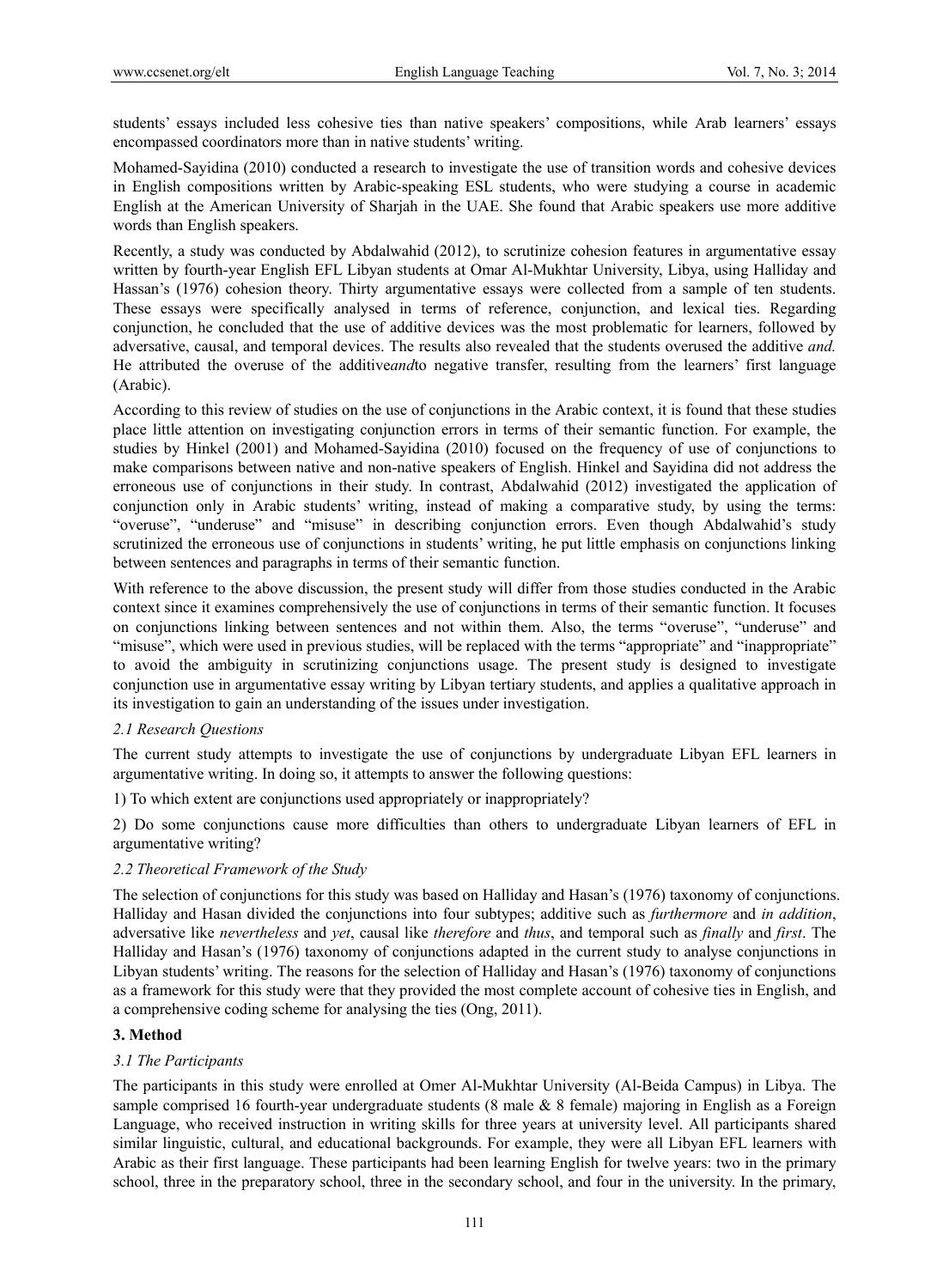students' essays included less cohesive ties than native speakers' compositions, while Arab learners' essays encompassed coordinators more than in native students' writing.

Mohamed-Sayidina (2010) conducted a research to investigate the use of transition words and cohesive devices in English compositions written by Arabic-speaking ESL students, who were studying a course in academic English at the American University of Sharjah in the UAE. She found that Arabic speakers use more additive words than English speakers.

Recently, a study was conducted by Abdalwahid (2012), to scrutinize cohesion features in argumentative essay written by fourth-year English EFL Libyan students at Omar Al-Mukhtar University, Libya, using Halliday and Hassan's (1976) cohesion theory. Thirty argumentative essays were collected from a sample of ten students. These essays were specifically analysed in terms of reference, conjunction, and lexical ties. Regarding conjunction, he concluded that the use of additive devices was the most problematic for learners, followed by adversative, causal, and temporal devices. The results also revealed that the students overused the additive *and.* He attributed the overuse of the additive*and*to negative transfer, resulting from the learners' first language (Arabic).

According to this review of studies on the use of conjunctions in the Arabic context, it is found that these studies place little attention on investigating conjunction errors in terms of their semantic function. For example, the studies by Hinkel (2001) and Mohamed-Sayidina (2010) focused on the frequency of use of conjunctions to make comparisons between native and non-native speakers of English. Hinkel and Sayidina did not address the erroneous use of conjunctions in their study. In contrast, Abdalwahid (2012) investigated the application of conjunction only in Arabic students' writing, instead of making a comparative study, by using the terms: "overuse", "underuse" and "misuse" in describing conjunction errors. Even though Abdalwahid's study scrutinized the erroneous use of conjunctions in students' writing, he put little emphasis on conjunctions linking between sentences and paragraphs in terms of their semantic function.

With reference to the above discussion, the present study will differ from those studies conducted in the Arabic context since it examines comprehensively the use of conjunctions in terms of their semantic function. It focuses on conjunctions linking between sentences and not within them. Also, the terms "overuse", "underuse" and "misuse", which were used in previous studies, will be replaced with the terms "appropriate" and "inappropriate" to avoid the ambiguity in scrutinizing conjunctions usage. The present study is designed to investigate conjunction use in argumentative essay writing by Libyan tertiary students, and applies a qualitative approach in its investigation to gain an understanding of the issues under investigation.

### *2.1 Research Questions*

The current study attempts to investigate the use of conjunctions by undergraduate Libyan EFL learners in argumentative writing. In doing so, it attempts to answer the following questions:

1) To which extent are conjunctions used appropriately or inappropriately?

2) Do some conjunctions cause more difficulties than others to undergraduate Libyan learners of EFL in argumentative writing?

### *2.2 Theoretical Framework of the Study*

The selection of conjunctions for this study was based on Halliday and Hasan's (1976) taxonomy of conjunctions. Halliday and Hasan divided the conjunctions into four subtypes; additive such as *furthermore* and *in addition*, adversative like *nevertheless* and *yet*, causal like *therefore* and *thus*, and temporal such as *finally* and *first*. The Halliday and Hasan's (1976) taxonomy of conjunctions adapted in the current study to analyse conjunctions in Libyan students' writing. The reasons for the selection of Halliday and Hasan's (1976) taxonomy of conjunctions as a framework for this study were that they provided the most complete account of cohesive ties in English, and a comprehensive coding scheme for analysing the ties (Ong, 2011).

## 3. Method

### *3.1 The Participants*

The participants in this study were enrolled at Omer Al-Mukhtar University (Al-Beida Campus) in Libya. The sample comprised 16 fourth-year undergraduate students (8 male & 8 female) majoring in English as a Foreign Language, who received instruction in writing skills for three years at university level. All participants shared similar linguistic, cultural, and educational backgrounds. For example, they were all Libyan EFL learners with Arabic as their first language. These participants had been learning English for twelve years: two in the primary school, three in the preparatory school, three in the secondary school, and four in the university. In the primary,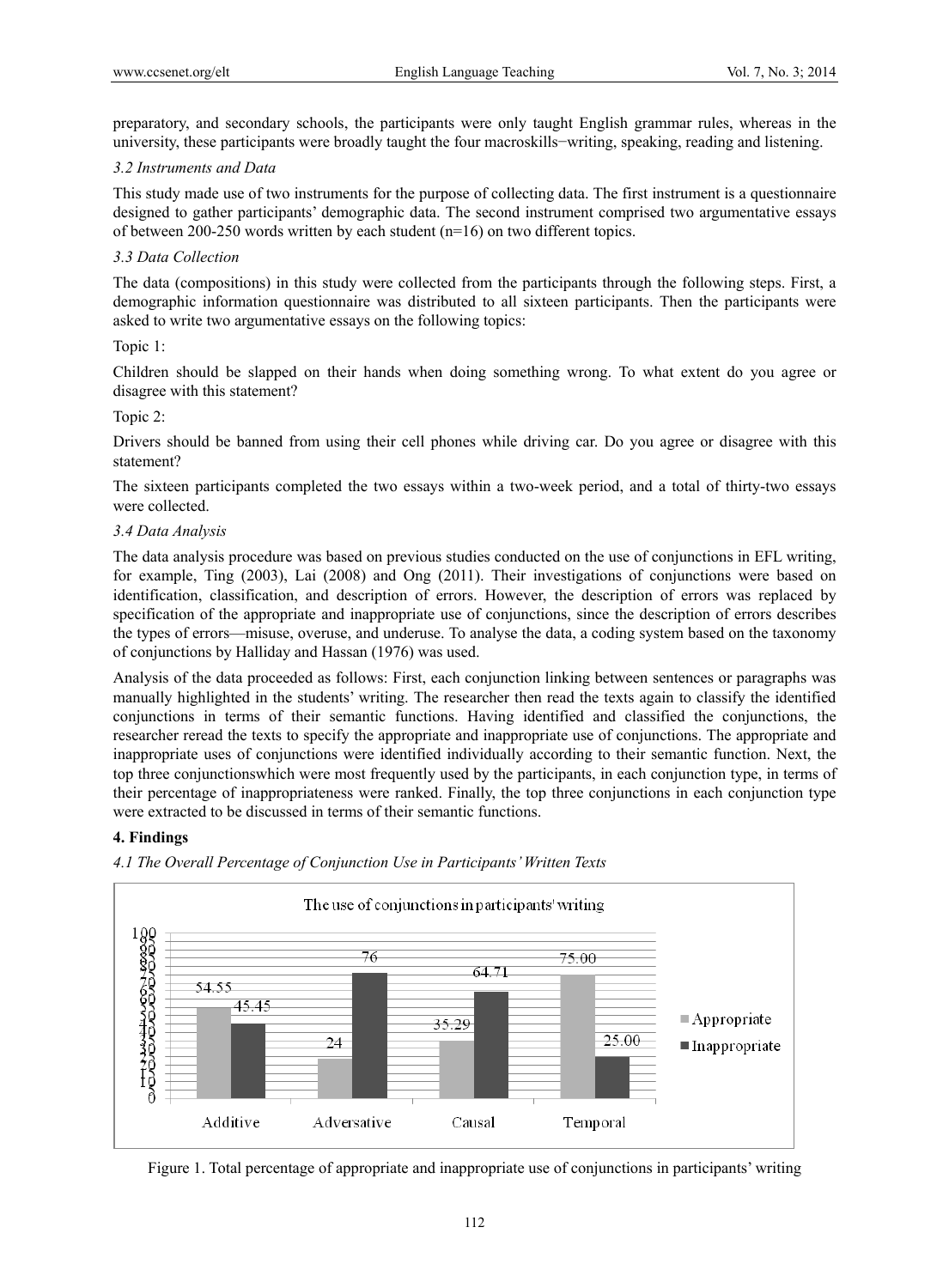preparatory, and secondary schools, the participants were only taught English grammar rules, whereas in the university, these participants were broadly taught the four macroskills−writing, speaking, reading and listening.

### 3.2 Instruments and Data

This study made use of two instruments for the purpose of collecting data. The first instrument is a questionnaire designed to gather participants' demographic data. The second instrument comprised two argumentative essays of between 200-250 words written by each student (n=16) on two different topics.

### 3.3 Data Collection

The data (compositions) in this study were collected from the participants through the following steps. First, a demographic information questionnaire was distributed to all sixteen participants. Then the participants were asked to write two argumentative essays on the following topics:

Topic 1:

Children should be slapped on their hands when doing something wrong. To what extent do you agree or disagree with this statement?

Topic 2:

Drivers should be banned from using their cell phones while driving car. Do you agree or disagree with this statement?

The sixteen participants completed the two essays within a two-week period, and a total of thirty-two essays were collected.

### 3.4 Data Analysis

The data analysis procedure was based on previous studies conducted on the use of conjunctions in EFL writing, for example, Ting (2003), Lai (2008) and Ong (2011). Their investigations of conjunctions were based on identification, classification, and description of errors. However, the description of errors was replaced by specification of the appropriate and inappropriate use of conjunctions, since the description of errors describes the types of errors—misuse, overuse, and underuse. To analyse the data, a coding system based on the taxonomy of conjunctions by Halliday and Hassan (1976) was used.

Analysis of the data proceeded as follows: First, each conjunction linking between sentences or paragraphs was manually highlighted in the students' writing. The researcher then read the texts again to classify the identified conjunctions in terms of their semantic functions. Having identified and classified the conjunctions, the researcher reread the texts to specify the appropriate and inappropriate use of conjunctions. The appropriate and inappropriate uses of conjunctions were identified individually according to their semantic function. Next, the top three conjunctionswhich were most frequently used by the participants, in each conjunction type, in terms of their percentage of inappropriateness were ranked. Finally, the top three conjunctions in each conjunction type were extracted to be discussed in terms of their semantic functions.

## 4. Findings

### 4.1 The Overall Percentage of Conjunction Use in Participants' Written Texts

The use of conjunctions in participants' writing

| | Appropriate | Inappropriate |
|---|---|---|
| Additive | 54.55 | 45.45 |
| Adversative | 24 | 76 |
| Causal | 35.29 | 64.71 |
| Temporal | 75.00 | 25.00 |

Figure 1. Total percentage of appropriate and inappropriate use of conjunctions in participants' writing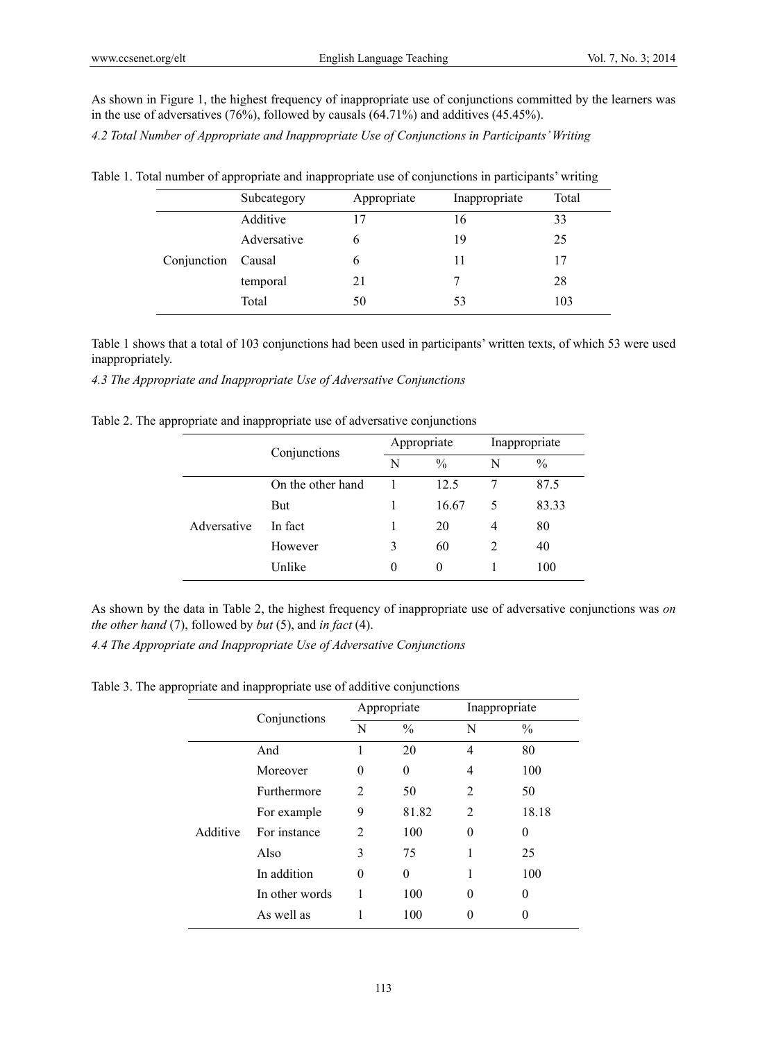As shown in Figure 1, the highest frequency of inappropriate use of conjunctions committed by the learners was in the use of adversatives (76%), followed by causals (64.71%) and additives (45.45%).

*4.2 Total Number of Appropriate and Inappropriate Use of Conjunctions in Participants' Writing*

Table 1. Total number of appropriate and inappropriate use of conjunctions in participants' writing

| | Subcategory | Appropriate | Inappropriate | Total |
|---|---|---|---|---|
| Conjunction | Additive | 17 | 16 | 33 |
| | Adversative | 6 | 19 | 25 |
| | Causal | 6 | 11 | 17 |
| | temporal | 21 | 7 | 28 |
| | Total | 50 | 53 | 103 |

Table 1 shows that a total of 103 conjunctions had been used in participants' written texts, of which 53 were used inappropriately.

*4.3 The Appropriate and Inappropriate Use of Adversative Conjunctions*

Table 2. The appropriate and inappropriate use of adversative conjunctions

| | Conjunctions | Appropriate | | Inappropriate | |
|---|---|---|---|---|---|
| | | N | % | N | % |
| Adversative | On the other hand | 1 | 12.5 | 7 | 87.5 |
| | But | 1 | 16.67 | 5 | 83.33 |
| | In fact | 1 | 20 | 4 | 80 |
| | However | 3 | 60 | 2 | 40 |
| | Unlike | 0 | 0 | 1 | 100 |

As shown by the data in Table 2, the highest frequency of inappropriate use of adversative conjunctions was *on the other hand* (7), followed by *but* (5), and *in fact* (4).

*4.4 The Appropriate and Inappropriate Use of Adversative Conjunctions*

Table 3. The appropriate and inappropriate use of additive conjunctions

| | Conjunctions | Appropriate | | Inappropriate | |
|---|---|---|---|---|---|
| | | N | % | N | % |
| Additive | And | 1 | 20 | 4 | 80 |
| | Moreover | 0 | 0 | 4 | 100 |
| | Furthermore | 2 | 50 | 2 | 50 |
| | For example | 9 | 81.82 | 2 | 18.18 |
| | For instance | 2 | 100 | 0 | 0 |
| | Also | 3 | 75 | 1 | 25 |
| | In addition | 0 | 0 | 1 | 100 |
| | In other words | 1 | 100 | 0 | 0 |
| | As well as | 1 | 100 | 0 | 0 |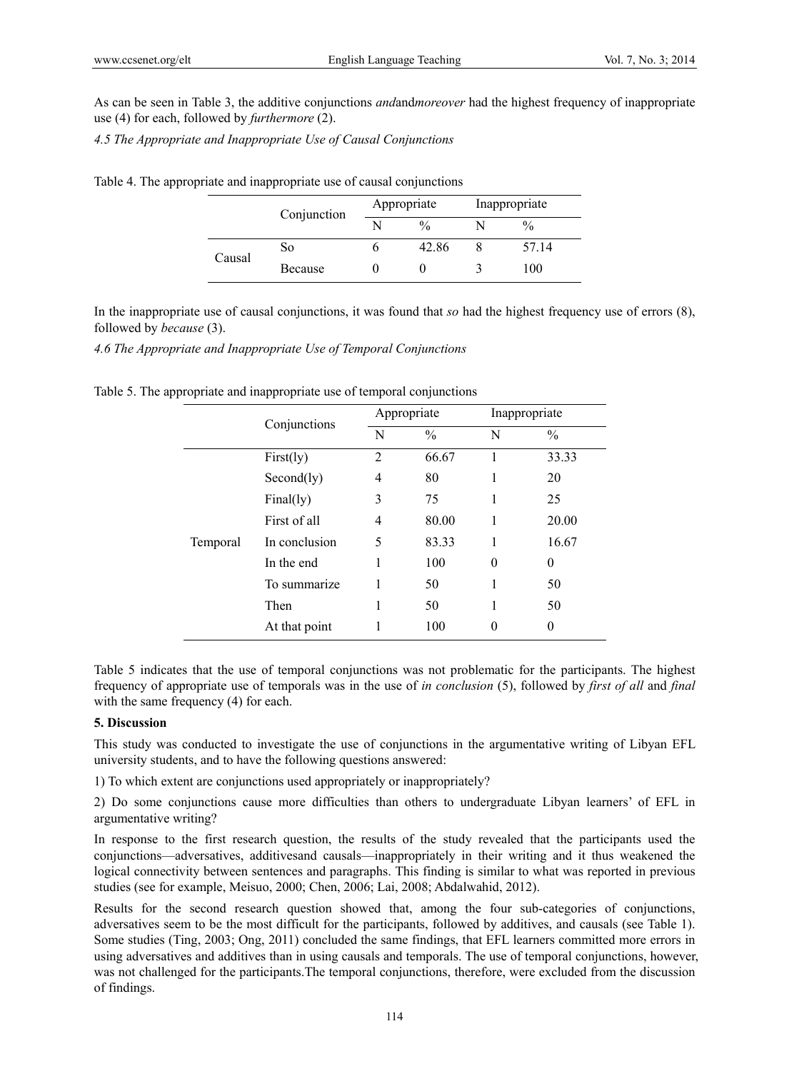As can be seen in Table 3, the additive conjunctions *and*and*moreover* had the highest frequency of inappropriate use (4) for each, followed by *furthermore* (2).

*4.5 The Appropriate and Inappropriate Use of Causal Conjunctions*

Table 4. The appropriate and inappropriate use of causal conjunctions

| | Conjunction | Appropriate | | Inappropriate | |
|---|---|---|---|---|---|
| | | N | % | N | % |
| Causal | So | 6 | 42.86 | 8 | 57.14 |
| | Because | 0 | 0 | 3 | 100 |

In the inappropriate use of causal conjunctions, it was found that *so* had the highest frequency use of errors (8), followed by *because* (3).

*4.6 The Appropriate and Inappropriate Use of Temporal Conjunctions*

Table 5. The appropriate and inappropriate use of temporal conjunctions

| | Conjunctions | Appropriate | | Inappropriate | |
|---|---|---|---|---|---|
| | | N | % | N | % |
| Temporal | First(ly) | 2 | 66.67 | 1 | 33.33 |
| | Second(ly) | 4 | 80 | 1 | 20 |
| | Final(ly) | 3 | 75 | 1 | 25 |
| | First of all | 4 | 80.00 | 1 | 20.00 |
| | In conclusion | 5 | 83.33 | 1 | 16.67 |
| | In the end | 1 | 100 | 0 | 0 |
| | To summarize | 1 | 50 | 1 | 50 |
| | Then | 1 | 50 | 1 | 50 |
| | At that point | 1 | 100 | 0 | 0 |

Table 5 indicates that the use of temporal conjunctions was not problematic for the participants. The highest frequency of appropriate use of temporals was in the use of *in conclusion* (5), followed by *first of all* and *final* with the same frequency (4) for each.

## 5. Discussion

This study was conducted to investigate the use of conjunctions in the argumentative writing of Libyan EFL university students, and to have the following questions answered:

1) To which extent are conjunctions used appropriately or inappropriately?

2) Do some conjunctions cause more difficulties than others to undergraduate Libyan learners' of EFL in argumentative writing?

In response to the first research question, the results of the study revealed that the participants used the conjunctions—adversatives, additivesand causals—inappropriately in their writing and it thus weakened the logical connectivity between sentences and paragraphs. This finding is similar to what was reported in previous studies (see for example, Meisuo, 2000; Chen, 2006; Lai, 2008; Abdalwahid, 2012).

Results for the second research question showed that, among the four sub-categories of conjunctions, adversatives seem to be the most difficult for the participants, followed by additives, and causals (see Table 1). Some studies (Ting, 2003; Ong, 2011) concluded the same findings, that EFL learners committed more errors in using adversatives and additives than in using causals and temporals. The use of temporal conjunctions, however, was not challenged for the participants.The temporal conjunctions, therefore, were excluded from the discussion of findings.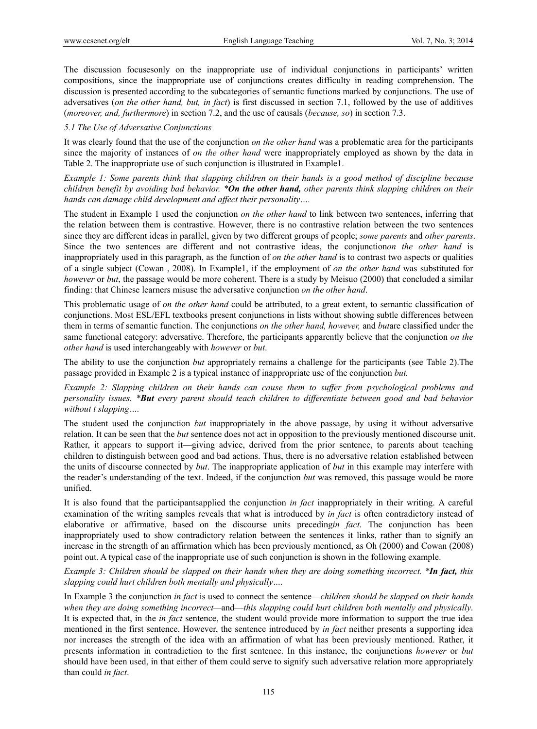The discussion focusesonly on the inappropriate use of individual conjunctions in participants' written compositions, since the inappropriate use of conjunctions creates difficulty in reading comprehension. The discussion is presented according to the subcategories of semantic functions marked by conjunctions. The use of adversatives (*on the other hand, but, in fact*) is first discussed in section 7.1, followed by the use of additives (*moreover, and, furthermore*) in section 7.2, and the use of causals (*because, so*) in section 7.3.

### *5.1 The Use of Adversative Conjunctions*

It was clearly found that the use of the conjunction *on the other hand* was a problematic area for the participants since the majority of instances of *on the other hand* were inappropriately employed as shown by the data in Table 2. The inappropriate use of such conjunction is illustrated in Example1.

*Example 1: Some parents think that slapping children on their hands is a good method of discipline because children benefit by avoiding bad behavior. \****On the other hand,*** *other parents think slapping children on their hands can damage child development and affect their personality….*

The student in Example 1 used the conjunction *on the other hand* to link between two sentences, inferring that the relation between them is contrastive. However, there is no contrastive relation between the two sentences since they are different ideas in parallel, given by two different groups of people; *some parents* and *other parents*. Since the two sentences are different and not contrastive ideas, the conjunction*on the other hand* is inappropriately used in this paragraph, as the function of *on the other hand* is to contrast two aspects or qualities of a single subject (Cowan , 2008). In Example1, if the employment of *on the other hand* was substituted for *however* or *but*, the passage would be more coherent. There is a study by Meisuo (2000) that concluded a similar finding: that Chinese learners misuse the adversative conjunction *on the other hand*.

This problematic usage of *on the other hand* could be attributed, to a great extent, to semantic classification of conjunctions. Most ESL/EFL textbooks present conjunctions in lists without showing subtle differences between them in terms of semantic function. The conjunctions *on the other hand, however,* and *but*are classified under the same functional category: adversative. Therefore, the participants apparently believe that the conjunction *on the other hand* is used interchangeably with *however* or *but*.

The ability to use the conjunction *but* appropriately remains a challenge for the participants (see Table 2).The passage provided in Example 2 is a typical instance of inappropriate use of the conjunction *but.*

*Example 2: Slapping children on their hands can cause them to suffer from psychological problems and personality issues. \****But*** *every parent should teach children to differentiate between good and bad behavior without t slapping….*

The student used the conjunction *but* inappropriately in the above passage, by using it without adversative relation. It can be seen that the *but* sentence does not act in opposition to the previously mentioned discourse unit. Rather, it appears to support it—giving advice, derived from the prior sentence, to parents about teaching children to distinguish between good and bad actions. Thus, there is no adversative relation established between the units of discourse connected by *but*. The inappropriate application of *but* in this example may interfere with the reader's understanding of the text. Indeed, if the conjunction *but* was removed, this passage would be more unified.

It is also found that the participantsapplied the conjunction *in fact* inappropriately in their writing. A careful examination of the writing samples reveals that what is introduced by *in fact* is often contradictory instead of elaborative or affirmative, based on the discourse units preceding*in fact*. The conjunction has been inappropriately used to show contradictory relation between the sentences it links, rather than to signify an increase in the strength of an affirmation which has been previously mentioned, as Oh (2000) and Cowan (2008) point out. A typical case of the inappropriate use of such conjunction is shown in the following example.

*Example 3: Children should be slapped on their hands when they are doing something incorrect. \****In fact,*** *this slapping could hurt children both mentally and physically….*

In Example 3 the conjunction *in fact* is used to connect the sentence—*children should be slapped on their hands when they are doing something incorrect*—and—*this slapping could hurt children both mentally and physically*. It is expected that, in the *in fact* sentence, the student would provide more information to support the true idea mentioned in the first sentence. However, the sentence introduced by *in fact* neither presents a supporting idea nor increases the strength of the idea with an affirmation of what has been previously mentioned. Rather, it presents information in contradiction to the first sentence. In this instance, the conjunctions *however* or *but* should have been used, in that either of them could serve to signify such adversative relation more appropriately than could *in fact*.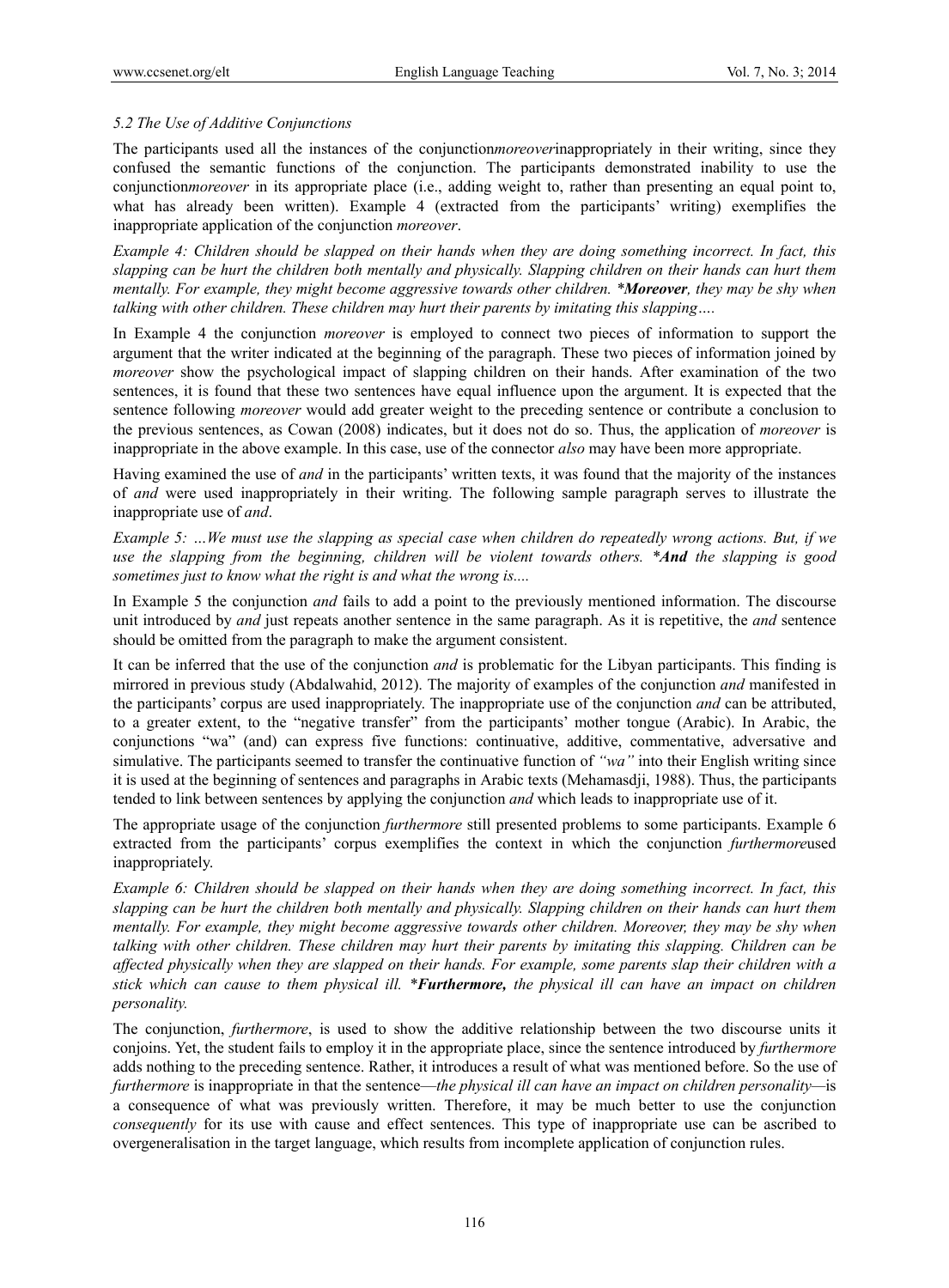### *5.2 The Use of Additive Conjunctions*

The participants used all the instances of the conjunction*moreover*inappropriately in their writing, since they confused the semantic functions of the conjunction. The participants demonstrated inability to use the conjunction*moreover* in its appropriate place (i.e., adding weight to, rather than presenting an equal point to, what has already been written). Example 4 (extracted from the participants' writing) exemplifies the inappropriate application of the conjunction *moreover*.

*Example 4: Children should be slapped on their hands when they are doing something incorrect. In fact, this slapping can be hurt the children both mentally and physically. Slapping children on their hands can hurt them mentally. For example, they might become aggressive towards other children. \****Moreover****, they may be shy when talking with other children. These children may hurt their parents by imitating this slapping….*

In Example 4 the conjunction *moreover* is employed to connect two pieces of information to support the argument that the writer indicated at the beginning of the paragraph. These two pieces of information joined by *moreover* show the psychological impact of slapping children on their hands. After examination of the two sentences, it is found that these two sentences have equal influence upon the argument. It is expected that the sentence following *moreover* would add greater weight to the preceding sentence or contribute a conclusion to the previous sentences, as Cowan (2008) indicates, but it does not do so. Thus, the application of *moreover* is inappropriate in the above example. In this case, use of the connector *also* may have been more appropriate.

Having examined the use of *and* in the participants' written texts, it was found that the majority of the instances of *and* were used inappropriately in their writing. The following sample paragraph serves to illustrate the inappropriate use of *and*.

*Example 5: …We must use the slapping as special case when children do repeatedly wrong actions. But, if we use the slapping from the beginning, children will be violent towards others. \****And*** *the slapping is good sometimes just to know what the right is and what the wrong is....*

In Example 5 the conjunction *and* fails to add a point to the previously mentioned information. The discourse unit introduced by *and* just repeats another sentence in the same paragraph. As it is repetitive, the *and* sentence should be omitted from the paragraph to make the argument consistent.

It can be inferred that the use of the conjunction *and* is problematic for the Libyan participants. This finding is mirrored in previous study (Abdalwahid, 2012). The majority of examples of the conjunction *and* manifested in the participants' corpus are used inappropriately. The inappropriate use of the conjunction *and* can be attributed, to a greater extent, to the "negative transfer" from the participants' mother tongue (Arabic). In Arabic, the conjunctions "wa" (and) can express five functions: continuative, additive, commentative, adversative and simulative. The participants seemed to transfer the continuative function of *"wa"* into their English writing since it is used at the beginning of sentences and paragraphs in Arabic texts (Mehamasdji, 1988). Thus, the participants tended to link between sentences by applying the conjunction *and* which leads to inappropriate use of it.

The appropriate usage of the conjunction *furthermore* still presented problems to some participants. Example 6 extracted from the participants' corpus exemplifies the context in which the conjunction *furthermore*used inappropriately.

*Example 6: Children should be slapped on their hands when they are doing something incorrect. In fact, this slapping can be hurt the children both mentally and physically. Slapping children on their hands can hurt them mentally. For example, they might become aggressive towards other children. Moreover, they may be shy when talking with other children. These children may hurt their parents by imitating this slapping. Children can be affected physically when they are slapped on their hands. For example, some parents slap their children with a stick which can cause to them physical ill. \****Furthermore,*** *the physical ill can have an impact on children personality.*

The conjunction, *furthermore*, is used to show the additive relationship between the two discourse units it conjoins. Yet, the student fails to employ it in the appropriate place, since the sentence introduced by *furthermore* adds nothing to the preceding sentence. Rather, it introduces a result of what was mentioned before. So the use of *furthermore* is inappropriate in that the sentence—*the physical ill can have an impact on children personality*—is a consequence of what was previously written. Therefore, it may be much better to use the conjunction *consequently* for its use with cause and effect sentences. This type of inappropriate use can be ascribed to overgeneralisation in the target language, which results from incomplete application of conjunction rules.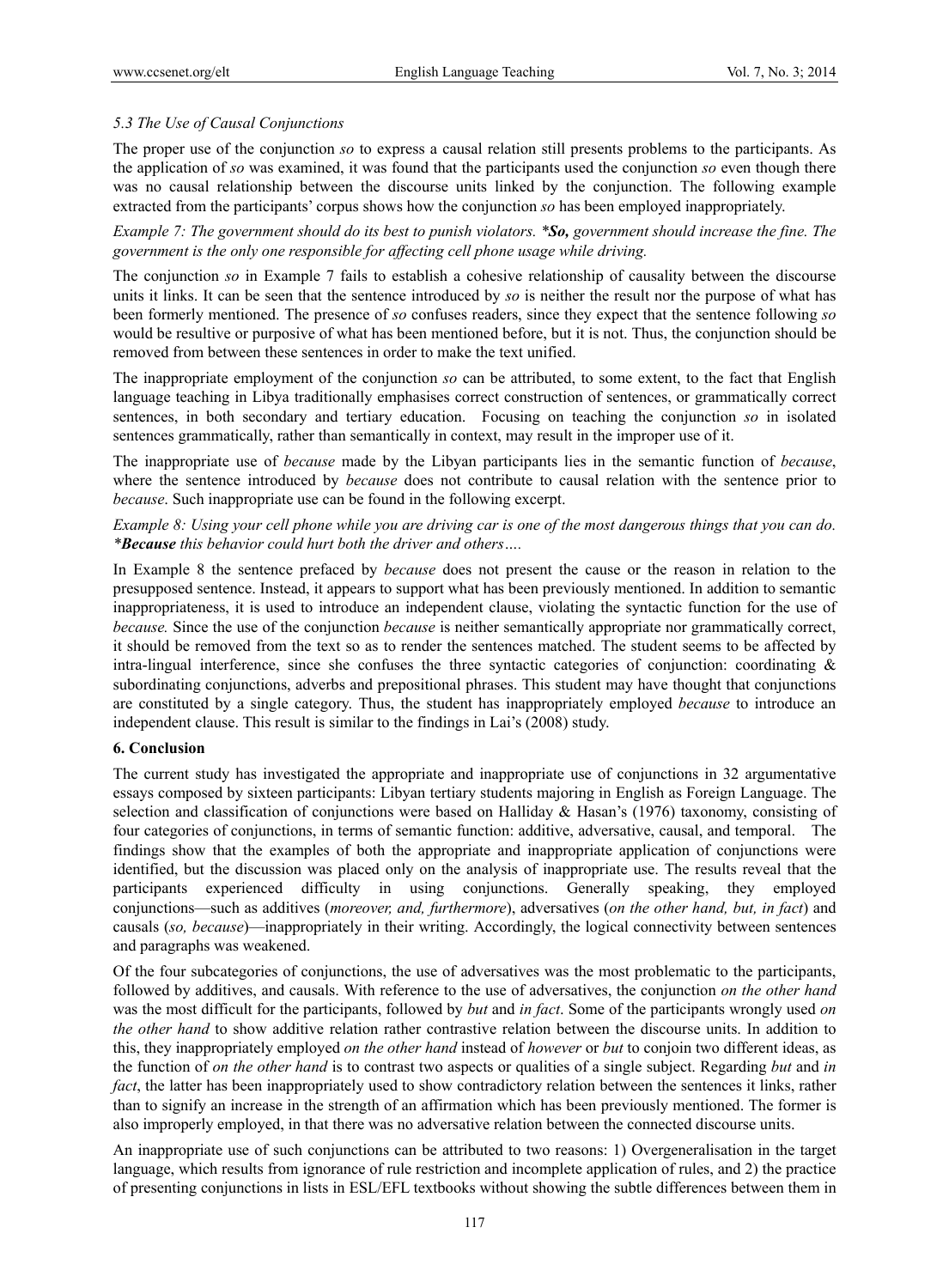### *5.3 The Use of Causal Conjunctions*

The proper use of the conjunction *so* to express a causal relation still presents problems to the participants. As the application of *so* was examined, it was found that the participants used the conjunction *so* even though there was no causal relationship between the discourse units linked by the conjunction. The following example extracted from the participants' corpus shows how the conjunction *so* has been employed inappropriately.

*Example 7: The government should do its best to punish violators. \****So,*** *government should increase the fine. The government is the only one responsible for affecting cell phone usage while driving.*

The conjunction *so* in Example 7 fails to establish a cohesive relationship of causality between the discourse units it links. It can be seen that the sentence introduced by *so* is neither the result nor the purpose of what has been formerly mentioned. The presence of *so* confuses readers, since they expect that the sentence following *so* would be resultive or purposive of what has been mentioned before, but it is not. Thus, the conjunction should be removed from between these sentences in order to make the text unified.

The inappropriate employment of the conjunction *so* can be attributed, to some extent, to the fact that English language teaching in Libya traditionally emphasises correct construction of sentences, or grammatically correct sentences, in both secondary and tertiary education. Focusing on teaching the conjunction *so* in isolated sentences grammatically, rather than semantically in context, may result in the improper use of it.

The inappropriate use of *because* made by the Libyan participants lies in the semantic function of *because*, where the sentence introduced by *because* does not contribute to causal relation with the sentence prior to *because*. Such inappropriate use can be found in the following excerpt.

*Example 8: Using your cell phone while you are driving car is one of the most dangerous things that you can do. \****Because*** *this behavior could hurt both the driver and others….*

In Example 8 the sentence prefaced by *because* does not present the cause or the reason in relation to the presupposed sentence. Instead, it appears to support what has been previously mentioned. In addition to semantic inappropriateness, it is used to introduce an independent clause, violating the syntactic function for the use of *because.* Since the use of the conjunction *because* is neither semantically appropriate nor grammatically correct, it should be removed from the text so as to render the sentences matched. The student seems to be affected by intra-lingual interference, since she confuses the three syntactic categories of conjunction: coordinating & subordinating conjunctions, adverbs and prepositional phrases. This student may have thought that conjunctions are constituted by a single category. Thus, the student has inappropriately employed *because* to introduce an independent clause. This result is similar to the findings in Lai's (2008) study.

## 6. Conclusion

The current study has investigated the appropriate and inappropriate use of conjunctions in 32 argumentative essays composed by sixteen participants: Libyan tertiary students majoring in English as Foreign Language. The selection and classification of conjunctions were based on Halliday & Hasan's (1976) taxonomy, consisting of four categories of conjunctions, in terms of semantic function: additive, adversative, causal, and temporal. The findings show that the examples of both the appropriate and inappropriate application of conjunctions were identified, but the discussion was placed only on the analysis of inappropriate use. The results reveal that the participants experienced difficulty in using conjunctions. Generally speaking, they employed conjunctions—such as additives (*moreover, and, furthermore*), adversatives (*on the other hand, but, in fact*) and causals (*so, because*)—inappropriately in their writing. Accordingly, the logical connectivity between sentences and paragraphs was weakened.

Of the four subcategories of conjunctions, the use of adversatives was the most problematic to the participants, followed by additives, and causals. With reference to the use of adversatives, the conjunction *on the other hand* was the most difficult for the participants, followed by *but* and *in fact*. Some of the participants wrongly used *on the other hand* to show additive relation rather contrastive relation between the discourse units. In addition to this, they inappropriately employed *on the other hand* instead of *however* or *but* to conjoin two different ideas, as the function of *on the other hand* is to contrast two aspects or qualities of a single subject. Regarding *but* and *in fact*, the latter has been inappropriately used to show contradictory relation between the sentences it links, rather than to signify an increase in the strength of an affirmation which has been previously mentioned. The former is also improperly employed, in that there was no adversative relation between the connected discourse units.

An inappropriate use of such conjunctions can be attributed to two reasons: 1) Overgeneralisation in the target language, which results from ignorance of rule restriction and incomplete application of rules, and 2) the practice of presenting conjunctions in lists in ESL/EFL textbooks without showing the subtle differences between them in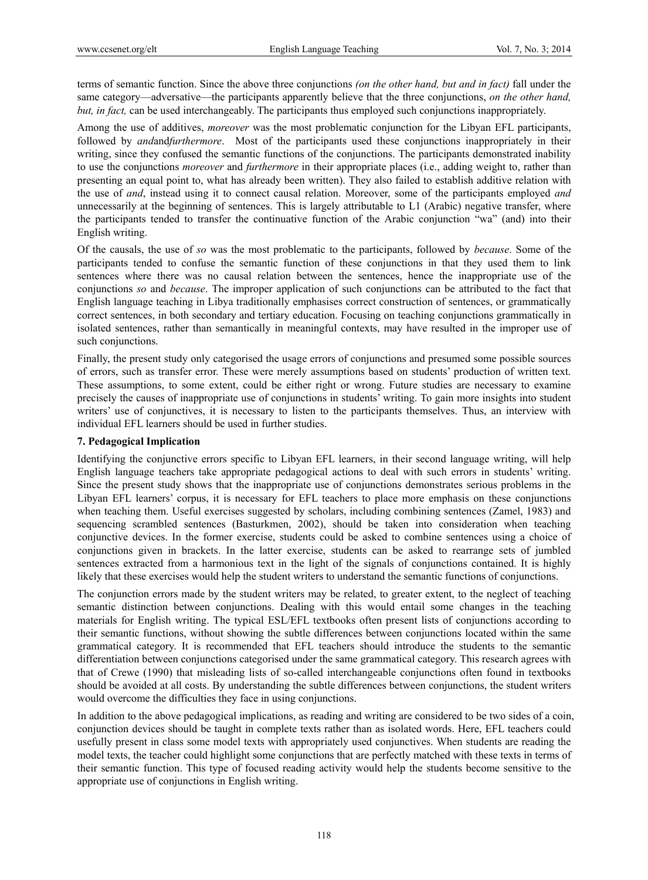terms of semantic function. Since the above three conjunctions *(on the other hand, but and in fact)* fall under the same category—adversative—the participants apparently believe that the three conjunctions, *on the other hand, but, in fact,* can be used interchangeably. The participants thus employed such conjunctions inappropriately.

Among the use of additives, *moreover* was the most problematic conjunction for the Libyan EFL participants, followed by *and*and*furthermore*. Most of the participants used these conjunctions inappropriately in their writing, since they confused the semantic functions of the conjunctions. The participants demonstrated inability to use the conjunctions *moreover* and *furthermore* in their appropriate places (i.e., adding weight to, rather than presenting an equal point to, what has already been written). They also failed to establish additive relation with the use of *and*, instead using it to connect causal relation. Moreover, some of the participants employed *and* unnecessarily at the beginning of sentences. This is largely attributable to L1 (Arabic) negative transfer, where the participants tended to transfer the continuative function of the Arabic conjunction "wa" (and) into their English writing.

Of the causals, the use of *so* was the most problematic to the participants, followed by *because*. Some of the participants tended to confuse the semantic function of these conjunctions in that they used them to link sentences where there was no causal relation between the sentences, hence the inappropriate use of the conjunctions *so* and *because*. The improper application of such conjunctions can be attributed to the fact that English language teaching in Libya traditionally emphasises correct construction of sentences, or grammatically correct sentences, in both secondary and tertiary education. Focusing on teaching conjunctions grammatically in isolated sentences, rather than semantically in meaningful contexts, may have resulted in the improper use of such conjunctions.

Finally, the present study only categorised the usage errors of conjunctions and presumed some possible sources of errors, such as transfer error. These were merely assumptions based on students' production of written text. These assumptions, to some extent, could be either right or wrong. Future studies are necessary to examine precisely the causes of inappropriate use of conjunctions in students' writing. To gain more insights into student writers' use of conjunctives, it is necessary to listen to the participants themselves. Thus, an interview with individual EFL learners should be used in further studies.

### 7. Pedagogical Implication

Identifying the conjunctive errors specific to Libyan EFL learners, in their second language writing, will help English language teachers take appropriate pedagogical actions to deal with such errors in students' writing. Since the present study shows that the inappropriate use of conjunctions demonstrates serious problems in the Libyan EFL learners' corpus, it is necessary for EFL teachers to place more emphasis on these conjunctions when teaching them. Useful exercises suggested by scholars, including combining sentences (Zamel, 1983) and sequencing scrambled sentences (Basturkmen, 2002), should be taken into consideration when teaching conjunctive devices. In the former exercise, students could be asked to combine sentences using a choice of conjunctions given in brackets. In the latter exercise, students can be asked to rearrange sets of jumbled sentences extracted from a harmonious text in the light of the signals of conjunctions contained. It is highly likely that these exercises would help the student writers to understand the semantic functions of conjunctions.

The conjunction errors made by the student writers may be related, to greater extent, to the neglect of teaching semantic distinction between conjunctions. Dealing with this would entail some changes in the teaching materials for English writing. The typical ESL/EFL textbooks often present lists of conjunctions according to their semantic functions, without showing the subtle differences between conjunctions located within the same grammatical category. It is recommended that EFL teachers should introduce the students to the semantic differentiation between conjunctions categorised under the same grammatical category. This research agrees with that of Crewe (1990) that misleading lists of so-called interchangeable conjunctions often found in textbooks should be avoided at all costs. By understanding the subtle differences between conjunctions, the student writers would overcome the difficulties they face in using conjunctions.

In addition to the above pedagogical implications, as reading and writing are considered to be two sides of a coin, conjunction devices should be taught in complete texts rather than as isolated words. Here, EFL teachers could usefully present in class some model texts with appropriately used conjunctives. When students are reading the model texts, the teacher could highlight some conjunctions that are perfectly matched with these texts in terms of their semantic function. This type of focused reading activity would help the students become sensitive to the appropriate use of conjunctions in English writing.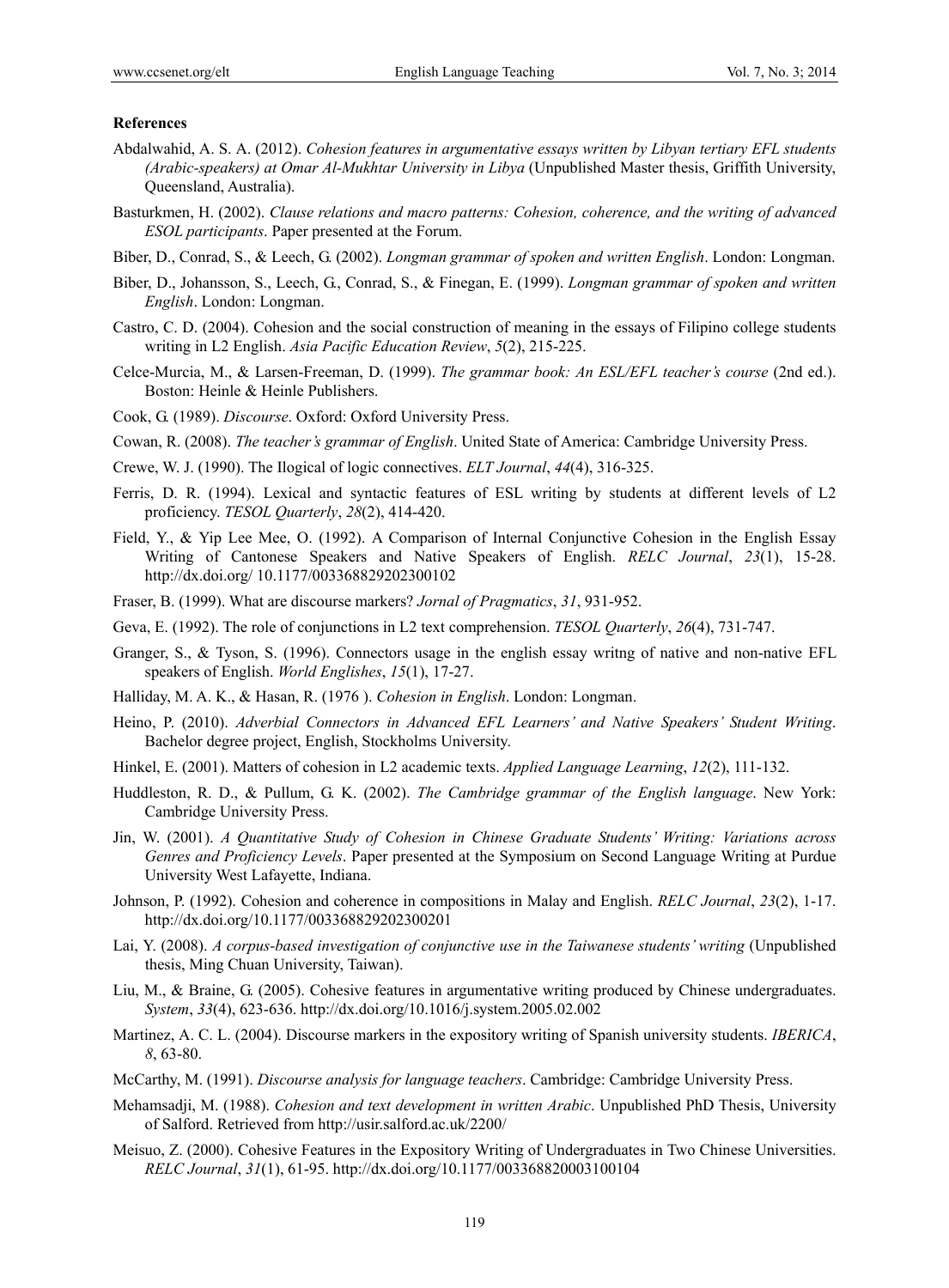**References**

Abdalwahid, A. S. A. (2012). *Cohesion features in argumentative essays written by Libyan tertiary EFL students (Arabic-speakers) at Omar Al-Mukhtar University in Libya* (Unpublished Master thesis, Griffith University, Queensland, Australia).

Basturkmen, H. (2002). *Clause relations and macro patterns: Cohesion, coherence, and the writing of advanced ESOL participants*. Paper presented at the Forum.

Biber, D., Conrad, S., & Leech, G. (2002). *Longman grammar of spoken and written English*. London: Longman.

Biber, D., Johansson, S., Leech, G., Conrad, S., & Finegan, E. (1999). *Longman grammar of spoken and written English*. London: Longman.

Castro, C. D. (2004). Cohesion and the social construction of meaning in the essays of Filipino college students writing in L2 English. *Asia Pacific Education Review*, *5*(2), 215-225.

Celce-Murcia, M., & Larsen-Freeman, D. (1999). *The grammar book: An ESL/EFL teacher's course* (2nd ed.). Boston: Heinle & Heinle Publishers.

Cook, G. (1989). *Discourse*. Oxford: Oxford University Press.

Cowan, R. (2008). *The teacher's grammar of English*. United State of America: Cambridge University Press.

Crewe, W. J. (1990). The Ilogical of logic connectives. *ELT Journal*, *44*(4), 316-325.

Ferris, D. R. (1994). Lexical and syntactic features of ESL writing by students at different levels of L2 proficiency. *TESOL Quarterly*, *28*(2), 414-420.

Field, Y., & Yip Lee Mee, O. (1992). A Comparison of Internal Conjunctive Cohesion in the English Essay Writing of Cantonese Speakers and Native Speakers of English. *RELC Journal*, *23*(1), 15-28. http://dx.doi.org/ 10.1177/003368829202300102

Fraser, B. (1999). What are discourse markers? *Jornal of Pragmatics*, *31*, 931-952.

Geva, E. (1992). The role of conjunctions in L2 text comprehension. *TESOL Quarterly*, *26*(4), 731-747.

Granger, S., & Tyson, S. (1996). Connectors usage in the english essay writng of native and non-native EFL speakers of English. *World Englishes*, *15*(1), 17-27.

Halliday, M. A. K., & Hasan, R. (1976 ). *Cohesion in English*. London: Longman.

Heino, P. (2010). *Adverbial Connectors in Advanced EFL Learners' and Native Speakers' Student Writing*. Bachelor degree project, English, Stockholms University.

Hinkel, E. (2001). Matters of cohesion in L2 academic texts. *Applied Language Learning*, *12*(2), 111-132.

Huddleston, R. D., & Pullum, G. K. (2002). *The Cambridge grammar of the English language*. New York: Cambridge University Press.

Jin, W. (2001). *A Quantitative Study of Cohesion in Chinese Graduate Students' Writing: Variations across Genres and Proficiency Levels*. Paper presented at the Symposium on Second Language Writing at Purdue University West Lafayette, Indiana.

Johnson, P. (1992). Cohesion and coherence in compositions in Malay and English. *RELC Journal*, *23*(2), 1-17. http://dx.doi.org/10.1177/003368829202300201

Lai, Y. (2008). *A corpus-based investigation of conjunctive use in the Taiwanese students' writing* (Unpublished thesis, Ming Chuan University, Taiwan).

Liu, M., & Braine, G. (2005). Cohesive features in argumentative writing produced by Chinese undergraduates. *System*, *33*(4), 623-636. http://dx.doi.org/10.1016/j.system.2005.02.002

Martinez, A. C. L. (2004). Discourse markers in the expository writing of Spanish university students. *IBERICA*, *8*, 63-80.

McCarthy, M. (1991). *Discourse analysis for language teachers*. Cambridge: Cambridge University Press.

Mehamsadji, M. (1988). *Cohesion and text development in written Arabic*. Unpublished PhD Thesis, University of Salford. Retrieved from http://usir.salford.ac.uk/2200/

Meisuo, Z. (2000). Cohesive Features in the Expository Writing of Undergraduates in Two Chinese Universities. *RELC Journal*, *31*(1), 61-95. http://dx.doi.org/10.1177/003368820003100104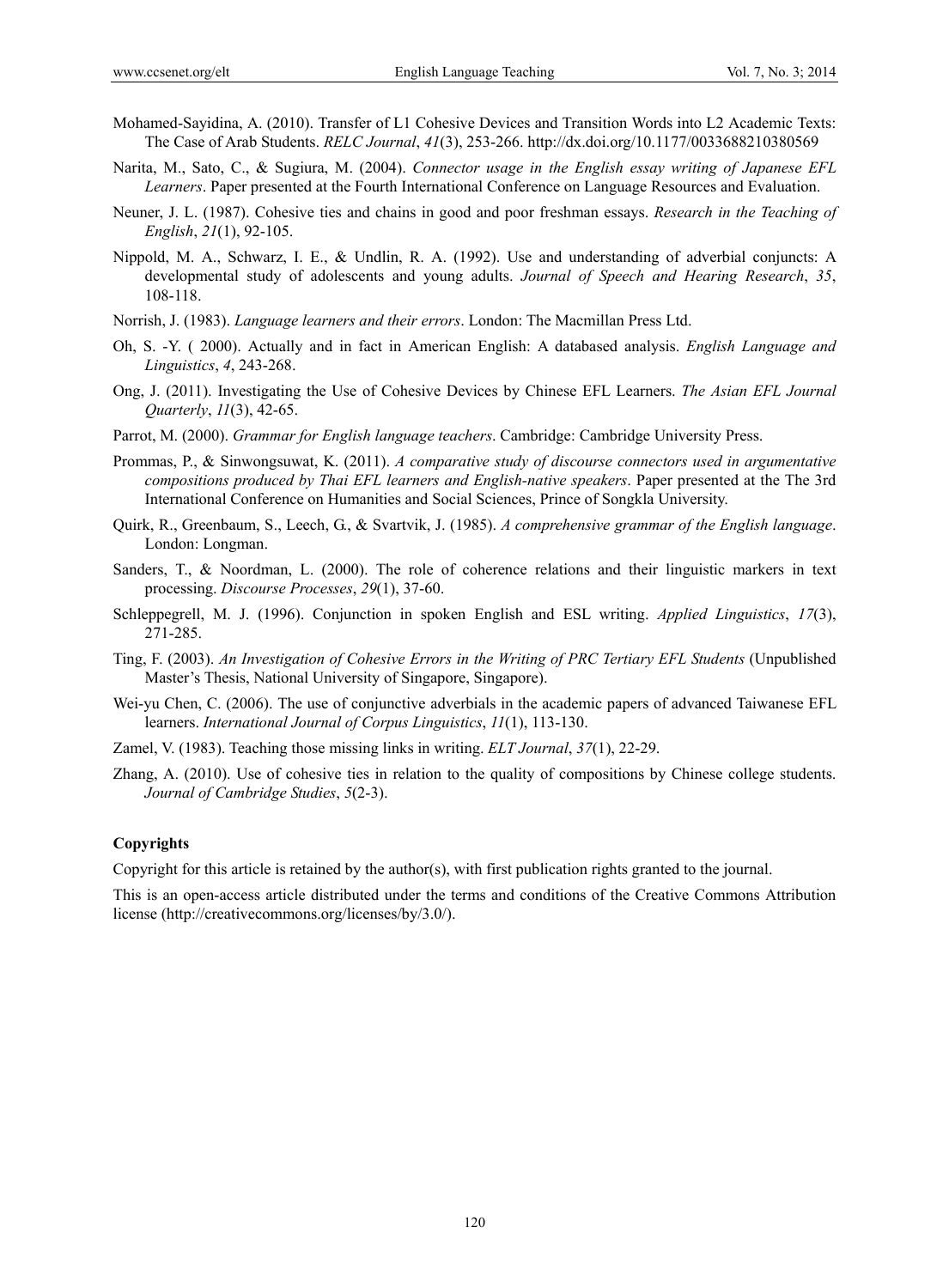Mohamed-Sayidina, A. (2010). Transfer of L1 Cohesive Devices and Transition Words into L2 Academic Texts: The Case of Arab Students. *RELC Journal*, *41*(3), 253-266. http://dx.doi.org/10.1177/0033688210380569

Narita, M., Sato, C., & Sugiura, M. (2004). *Connector usage in the English essay writing of Japanese EFL Learners*. Paper presented at the Fourth International Conference on Language Resources and Evaluation.

Neuner, J. L. (1987). Cohesive ties and chains in good and poor freshman essays. *Research in the Teaching of English*, *21*(1), 92-105.

Nippold, M. A., Schwarz, I. E., & Undlin, R. A. (1992). Use and understanding of adverbial conjuncts: A developmental study of adolescents and young adults. *Journal of Speech and Hearing Research*, *35*, 108-118.

Norrish, J. (1983). *Language learners and their errors*. London: The Macmillan Press Ltd.

Oh, S. -Y. ( 2000). Actually and in fact in American English: A databased analysis. *English Language and Linguistics*, *4*, 243-268.

Ong, J. (2011). Investigating the Use of Cohesive Devices by Chinese EFL Learners. *The Asian EFL Journal Quarterly*, *11*(3), 42-65.

Parrot, M. (2000). *Grammar for English language teachers*. Cambridge: Cambridge University Press.

Prommas, P., & Sinwongsuwat, K. (2011). *A comparative study of discourse connectors used in argumentative compositions produced by Thai EFL learners and English-native speakers*. Paper presented at the The 3rd International Conference on Humanities and Social Sciences, Prince of Songkla University.

Quirk, R., Greenbaum, S., Leech, G., & Svartvik, J. (1985). *A comprehensive grammar of the English language*. London: Longman.

Sanders, T., & Noordman, L. (2000). The role of coherence relations and their linguistic markers in text processing. *Discourse Processes*, *29*(1), 37-60.

Schleppegrell, M. J. (1996). Conjunction in spoken English and ESL writing. *Applied Linguistics*, *17*(3), 271-285.

Ting, F. (2003). *An Investigation of Cohesive Errors in the Writing of PRC Tertiary EFL Students* (Unpublished Master's Thesis, National University of Singapore, Singapore).

Wei-yu Chen, C. (2006). The use of conjunctive adverbials in the academic papers of advanced Taiwanese EFL learners. *International Journal of Corpus Linguistics*, *11*(1), 113-130.

Zamel, V. (1983). Teaching those missing links in writing. *ELT Journal*, *37*(1), 22-29.

Zhang, A. (2010). Use of cohesive ties in relation to the quality of compositions by Chinese college students. *Journal of Cambridge Studies*, *5*(2-3).

**Copyrights**

Copyright for this article is retained by the author(s), with first publication rights granted to the journal.

This is an open-access article distributed under the terms and conditions of the Creative Commons Attribution license (http://creativecommons.org/licenses/by/3.0/).